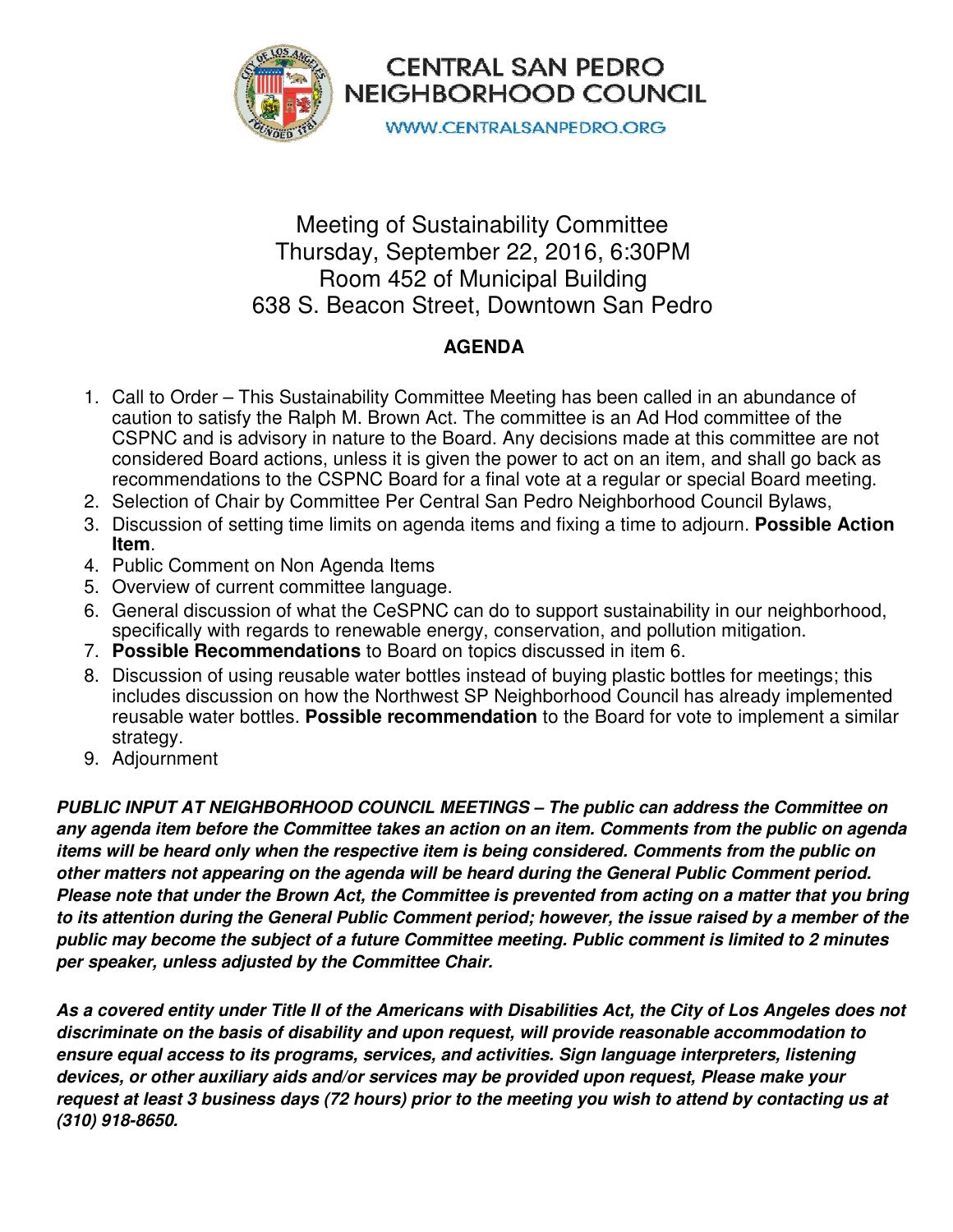# CENTRAL SAN PEDRO NEIGHBORHOOD COUNCIL

WWW.CENTRALSANPEDRO.ORG

Meeting of Sustainability Committee
Thursday, September 22, 2016, 6:30PM
Room 452 of Municipal Building
638 S. Beacon Street, Downtown San Pedro

## AGENDA

1. Call to Order – This Sustainability Committee Meeting has been called in an abundance of caution to satisfy the Ralph M. Brown Act. The committee is an Ad Hod committee of the CSPNC and is advisory in nature to the Board. Any decisions made at this committee are not considered Board actions, unless it is given the power to act on an item, and shall go back as recommendations to the CSPNC Board for a final vote at a regular or special Board meeting.
2. Selection of Chair by Committee Per Central San Pedro Neighborhood Council Bylaws,
3. Discussion of setting time limits on agenda items and fixing a time to adjourn. **Possible Action Item**.
4. Public Comment on Non Agenda Items
5. Overview of current committee language.
6. General discussion of what the CeSPNC can do to support sustainability in our neighborhood, specifically with regards to renewable energy, conservation, and pollution mitigation.
7. **Possible Recommendations** to Board on topics discussed in item 6.
8. Discussion of using reusable water bottles instead of buying plastic bottles for meetings; this includes discussion on how the Northwest SP Neighborhood Council has already implemented reusable water bottles. **Possible recommendation** to the Board for vote to implement a similar strategy.
9. Adjournment

***PUBLIC INPUT AT NEIGHBORHOOD COUNCIL MEETINGS – The public can address the Committee on any agenda item before the Committee takes an action on an item. Comments from the public on agenda items will be heard only when the respective item is being considered. Comments from the public on other matters not appearing on the agenda will be heard during the General Public Comment period. Please note that under the Brown Act, the Committee is prevented from acting on a matter that you bring to its attention during the General Public Comment period; however, the issue raised by a member of the public may become the subject of a future Committee meeting. Public comment is limited to 2 minutes per speaker, unless adjusted by the Committee Chair.***

***As a covered entity under Title II of the Americans with Disabilities Act, the City of Los Angeles does not discriminate on the basis of disability and upon request, will provide reasonable accommodation to ensure equal access to its programs, services, and activities. Sign language interpreters, listening devices, or other auxiliary aids and/or services may be provided upon request, Please make your request at least 3 business days (72 hours) prior to the meeting you wish to attend by contacting us at (310) 918-8650.***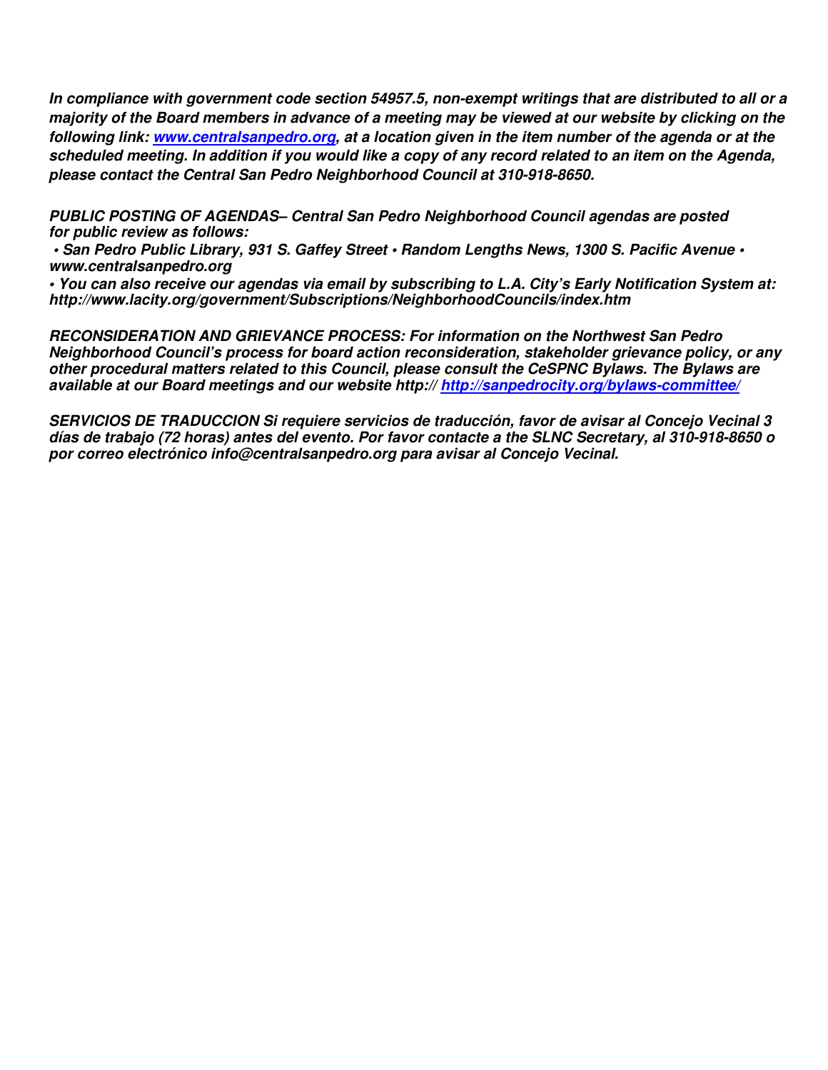***In compliance with government code section 54957.5, non-exempt writings that are distributed to all or a majority of the Board members in advance of a meeting may be viewed at our website by clicking on the following link: [www.centralsanpedro.org](http://www.centralsanpedro.org), at a location given in the item number of the agenda or at the scheduled meeting. In addition if you would like a copy of any record related to an item on the Agenda, please contact the Central San Pedro Neighborhood Council at 310-918-8650.***

***PUBLIC POSTING OF AGENDAS– Central San Pedro Neighborhood Council agendas are posted for public review as follows:***

***• San Pedro Public Library, 931 S. Gaffey Street • Random Lengths News, 1300 S. Pacific Avenue • www.centralsanpedro.org***

***• You can also receive our agendas via email by subscribing to L.A. City's Early Notification System at: http://www.lacity.org/government/Subscriptions/NeighborhoodCouncils/index.htm***

***RECONSIDERATION AND GRIEVANCE PROCESS: For information on the Northwest San Pedro Neighborhood Council's process for board action reconsideration, stakeholder grievance policy, or any other procedural matters related to this Council, please consult the CeSPNC Bylaws. The Bylaws are available at our Board meetings and our website http:// [http://sanpedrocity.org/bylaws-committee/](http://sanpedrocity.org/bylaws-committee/)***

***SERVICIOS DE TRADUCCION Si requiere servicios de traducción, favor de avisar al Concejo Vecinal 3 días de trabajo (72 horas) antes del evento. Por favor contacte a the SLNC Secretary, al 310-918-8650 o por correo electrónico info@centralsanpedro.org para avisar al Concejo Vecinal.***